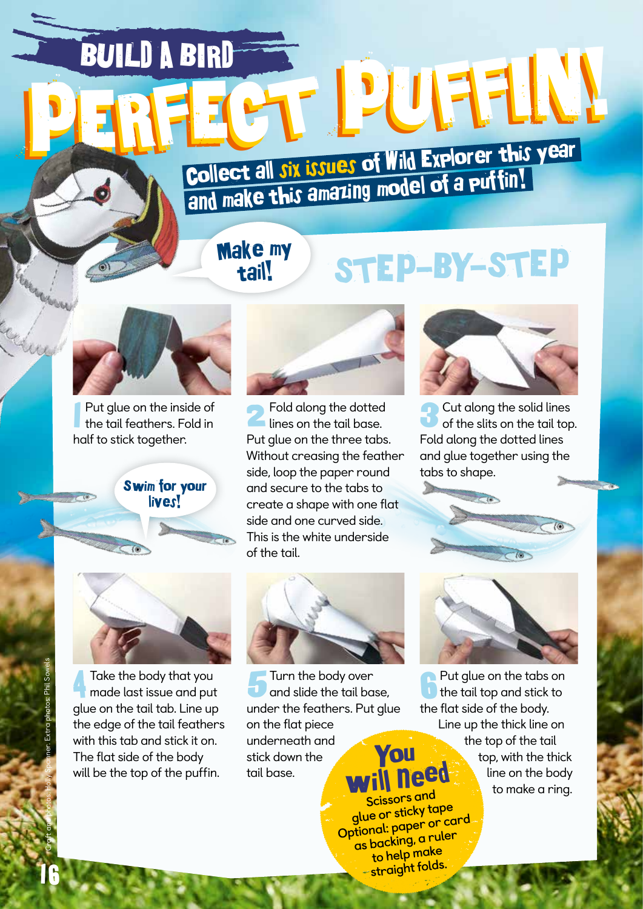# BUILD A BIRD

# PERFECT PUFFIN!

**Collect all six issues of Wild Explorer this year and make this amazing model of a puffin!**

Make my tail!

## STEP-BY-STEP

**1** Put glue on the inside of the tail feathers. Fold in half to stick together.

**2** Fold along the dotted lines on the tail base. Put glue on the three tabs. Without creasing the feather side, loop the paper round and secure to the tabs to create a shape with one flat side and one curved side. This is the white underside of the tail.

**3** Cut along the solid lines of the slits on the tail top. Fold along the dotted lines and glue together using the tabs to shape.

Swim for your lives!

**4** Take the body that you made last issue and put glue on the tail tab. Line up the edge of the tail feathers with this tab and stick it on. The flat side of the body will be the top of the puffin.

**5** Turn the body over and slide the tail base, under the feathers. Put glue on the flat piece underneath and stick down the tail base.

**6** Put glue on the tabs on the tail top and stick to the flat side of the body. Line up the thick line on the top of the tail top, with the thick line on the body to make a ring.

**You will need**

Scissors and glue or sticky tape

Optional: paper or card as backing, a ruler to help make straight folds.

Craft and photos: Holly Spanner. Extra photos: Phil Sowels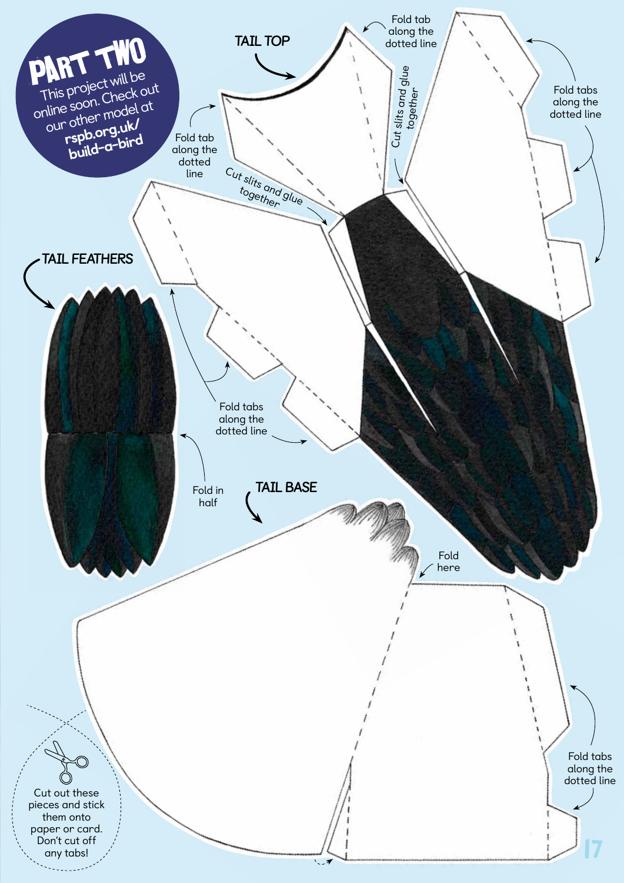# PART TWO

This project will be online soon. Check out our other model at **rspb.org.uk/build-a-bird**

TAIL TOP

Fold tab along the dotted line

Fold tab along the dotted line

Cut slits and glue together

Cut slits and glue together

Fold tabs along the dotted line

TAIL FEATHERS

Fold tabs along the dotted line

Fold in half

TAIL BASE

Fold here

Fold tabs along the dotted line

Cut out these pieces and stick them onto paper or card. Don't cut off any tabs!